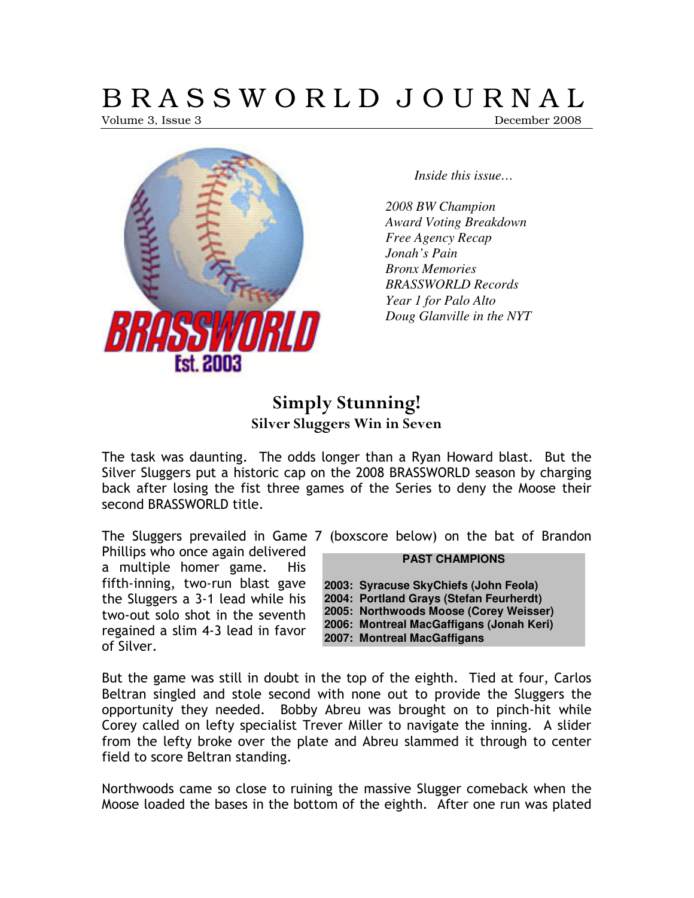# BRASSWORLD JOURNAL

Volume 3, Issue 3 December 2008

*Inside this issue…*

*2008 BW Champion*
*Award Voting Breakdown*
*Free Agency Recap*
*Jonah's Pain*
*Bronx Memories*
*BRASSWORLD Records*
*Year 1 for Palo Alto*
*Doug Glanville in the NYT*

## Simply Stunning!

### Silver Sluggers Win in Seven

The task was daunting. The odds longer than a Ryan Howard blast. But the Silver Sluggers put a historic cap on the 2008 BRASSWORLD season by charging back after losing the fist three games of the Series to deny the Moose their second BRASSWORLD title.

The Sluggers prevailed in Game 7 (boxscore below) on the bat of Brandon Phillips who once again delivered a multiple homer game. His fifth-inning, two-run blast gave the Sluggers a 3-1 lead while his two-out solo shot in the seventh regained a slim 4-3 lead in favor of Silver.

**PAST CHAMPIONS**

**2003: Syracuse SkyChiefs (John Feola)**
**2004: Portland Grays (Stefan Feurherdt)**
**2005: Northwoods Moose (Corey Weisser)**
**2006: Montreal MacGaffigans (Jonah Keri)**
**2007: Montreal MacGaffigans**

But the game was still in doubt in the top of the eighth. Tied at four, Carlos Beltran singled and stole second with none out to provide the Sluggers the opportunity they needed. Bobby Abreu was brought on to pinch-hit while Corey called on lefty specialist Trever Miller to navigate the inning. A slider from the lefty broke over the plate and Abreu slammed it through to center field to score Beltran standing.

Northwoods came so close to ruining the massive Slugger comeback when the Moose loaded the bases in the bottom of the eighth. After one run was plated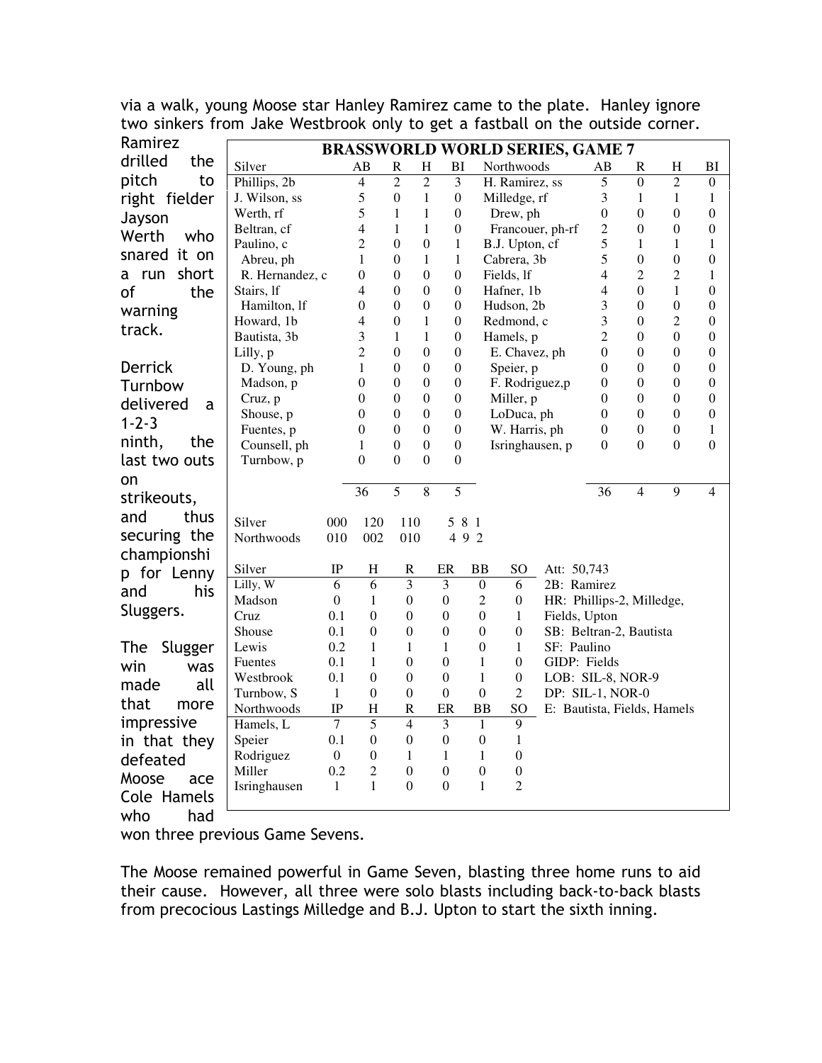via a walk, young Moose star Hanley Ramirez came to the plate. Hanley ignore two sinkers from Jake Westbrook only to get a fastball on the outside corner. Ramirez drilled the pitch to right fielder Jayson Werth who snared it on a run short of the warning track.

Derrick Turnbow delivered a 1-2-3 ninth, the last two outs on strikeouts, and thus securing the championship for Lenny and his Sluggers.

The Slugger win was made all that more impressive in that they defeated Moose ace Cole Hamels who had won three previous Game Sevens.

**BRASSWORLD WORLD SERIES, GAME 7**

| Silver | AB | R | H | BI | Northwoods | AB | R | H | BI |
|---|---|---|---|---|---|---|---|---|---|
| Phillips, 2b | 4 | 2 | 2 | 3 | H. Ramirez, ss | 5 | 0 | 2 | 0 |
| J. Wilson, ss | 5 | 0 | 1 | 0 | Milledge, rf | 3 | 1 | 1 | 1 |
| Werth, rf | 5 | 1 | 1 | 0 | Drew, ph | 0 | 0 | 0 | 0 |
| Beltran, cf | 4 | 1 | 1 | 0 | Francouer, ph-rf | 2 | 0 | 0 | 0 |
| Paulino, c | 2 | 0 | 0 | 1 | B.J. Upton, cf | 5 | 1 | 1 | 1 |
| Abreu, ph | 1 | 0 | 1 | 1 | Cabrera, 3b | 5 | 0 | 0 | 0 |
| R. Hernandez, c | 0 | 0 | 0 | 0 | Fields, lf | 4 | 2 | 2 | 1 |
| Stairs, lf | 4 | 0 | 0 | 0 | Hafner, 1b | 4 | 0 | 1 | 0 |
| Hamilton, lf | 0 | 0 | 0 | 0 | Hudson, 2b | 3 | 0 | 0 | 0 |
| Howard, 1b | 4 | 0 | 1 | 0 | Redmond, c | 3 | 0 | 2 | 0 |
| Bautista, 3b | 3 | 1 | 1 | 0 | Hamels, p | 2 | 0 | 0 | 0 |
| Lilly, p | 2 | 0 | 0 | 0 | E. Chavez, ph | 0 | 0 | 0 | 0 |
| D. Young, ph | 1 | 0 | 0 | 0 | Speier, p | 0 | 0 | 0 | 0 |
| Madson, p | 0 | 0 | 0 | 0 | F. Rodriguez,p | 0 | 0 | 0 | 0 |
| Cruz, p | 0 | 0 | 0 | 0 | Miller, p | 0 | 0 | 0 | 0 |
| Shouse, p | 0 | 0 | 0 | 0 | LoDuca, ph | 0 | 0 | 0 | 0 |
| Fuentes, p | 0 | 0 | 0 | 0 | W. Harris, ph | 0 | 0 | 0 | 1 |
| Counsell, ph | 1 | 0 | 0 | 0 | Isringhausen, p | 0 | 0 | 0 | 0 |
| Turnbow, p | 0 | 0 | 0 | 0 | | | | | |
| | 36 | 5 | 8 | 5 | | 36 | 4 | 9 | 4 |

| | | | | |
|---|---|---|---|---|
| Silver | 000 | 120 | 110 | 5 8 1 |
| Northwoods | 010 | 002 | 010 | 4 9 2 |

| Silver | IP | H | R | ER | BB | SO | |
|---|---|---|---|---|---|---|---|
| Lilly, W | 6 | 6 | 3 | 3 | 0 | 6 | Att: 50,743 |
| Madson | 0 | 1 | 0 | 0 | 2 | 0 | 2B: Ramirez |
| Cruz | 0.1 | 0 | 0 | 0 | 0 | 1 | HR: Phillips-2, Milledge, Fields, Upton |
| Shouse | 0.1 | 0 | 0 | 0 | 0 | 0 | SB: Beltran-2, Bautista |
| Lewis | 0.2 | 1 | 1 | 1 | 0 | 1 | SF: Paulino |
| Fuentes | 0.1 | 1 | 0 | 0 | 1 | 0 | GIDP: Fields |
| Westbrook | 0.1 | 0 | 0 | 0 | 1 | 0 | LOB: SIL-8, NOR-9 |
| Turnbow, S | 1 | 0 | 0 | 0 | 0 | 2 | DP: SIL-1, NOR-0 |
| **Northwoods** | **IP** | **H** | **R** | **ER** | **BB** | **SO** | E: Bautista, Fields, Hamels |
| Hamels, L | 7 | 5 | 4 | 3 | 1 | 9 | |
| Speier | 0.1 | 0 | 0 | 0 | 0 | 1 | |
| Rodriguez | 0 | 0 | 1 | 1 | 1 | 0 | |
| Miller | 0.2 | 2 | 0 | 0 | 0 | 0 | |
| Isringhausen | 1 | 1 | 0 | 0 | 1 | 2 | |

The Moose remained powerful in Game Seven, blasting three home runs to aid their cause. However, all three were solo blasts including back-to-back blasts from precocious Lastings Milledge and B.J. Upton to start the sixth inning.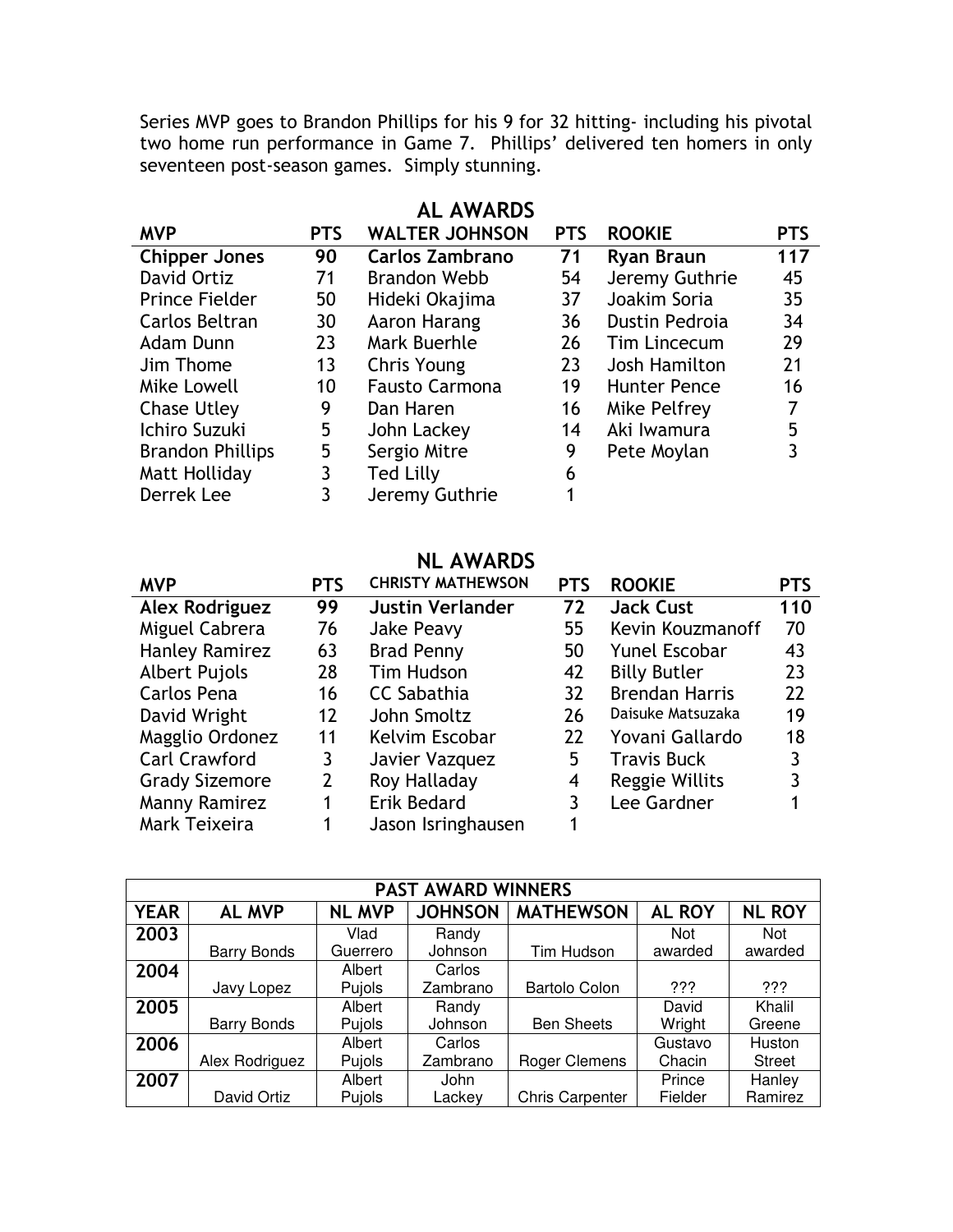Series MVP goes to Brandon Phillips for his 9 for 32 hitting- including his pivotal two home run performance in Game 7. Phillips' delivered ten homers in only seventeen post-season games. Simply stunning.

## AL AWARDS

| MVP | PTS | WALTER JOHNSON | PTS | ROOKIE | PTS |
|---|---|---|---|---|---|
| **Chipper Jones** | **90** | **Carlos Zambrano** | **71** | **Ryan Braun** | **117** |
| David Ortiz | 71 | Brandon Webb | 54 | Jeremy Guthrie | 45 |
| Prince Fielder | 50 | Hideki Okajima | 37 | Joakim Soria | 35 |
| Carlos Beltran | 30 | Aaron Harang | 36 | Dustin Pedroia | 34 |
| Adam Dunn | 23 | Mark Buerhle | 26 | Tim Lincecum | 29 |
| Jim Thome | 13 | Chris Young | 23 | Josh Hamilton | 21 |
| Mike Lowell | 10 | Fausto Carmona | 19 | Hunter Pence | 16 |
| Chase Utley | 9 | Dan Haren | 16 | Mike Pelfrey | 7 |
| Ichiro Suzuki | 5 | John Lackey | 14 | Aki Iwamura | 5 |
| Brandon Phillips | 5 | Sergio Mitre | 9 | Pete Moylan | 3 |
| Matt Holliday | 3 | Ted Lilly | 6 | | |
| Derrek Lee | 3 | Jeremy Guthrie | 1 | | |

## NL AWARDS

| MVP | PTS | CHRISTY MATHEWSON | PTS | ROOKIE | PTS |
|---|---|---|---|---|---|
| **Alex Rodriguez** | **99** | **Justin Verlander** | **72** | **Jack Cust** | **110** |
| Miguel Cabrera | 76 | Jake Peavy | 55 | Kevin Kouzmanoff | 70 |
| Hanley Ramirez | 63 | Brad Penny | 50 | Yunel Escobar | 43 |
| Albert Pujols | 28 | Tim Hudson | 42 | Billy Butler | 23 |
| Carlos Pena | 16 | CC Sabathia | 32 | Brendan Harris | 22 |
| David Wright | 12 | John Smoltz | 26 | Daisuke Matsuzaka | 19 |
| Magglio Ordonez | 11 | Kelvim Escobar | 22 | Yovani Gallardo | 18 |
| Carl Crawford | 3 | Javier Vazquez | 5 | Travis Buck | 3 |
| Grady Sizemore | 2 | Roy Halladay | 4 | Reggie Willits | 3 |
| Manny Ramirez | 1 | Erik Bedard | 3 | Lee Gardner | 1 |
| Mark Teixeira | 1 | Jason Isringhausen | 1 | | |

| PAST AWARD WINNERS | | | | | | |
|---|---|---|---|---|---|---|
| **YEAR** | **AL MVP** | **NL MVP** | **JOHNSON** | **MATHEWSON** | **AL ROY** | **NL ROY** |
| **2003** | Barry Bonds | Vlad Guerrero | Randy Johnson | Tim Hudson | Not awarded | Not awarded |
| **2004** | Javy Lopez | Albert Pujols | Carlos Zambrano | Bartolo Colon | ??? | ??? |
| **2005** | Barry Bonds | Albert Pujols | Randy Johnson | Ben Sheets | David Wright | Khalil Greene |
| **2006** | Alex Rodriguez | Albert Pujols | Carlos Zambrano | Roger Clemens | Gustavo Chacin | Huston Street |
| **2007** | David Ortiz | Albert Pujols | John Lackey | Chris Carpenter | Prince Fielder | Hanley Ramirez |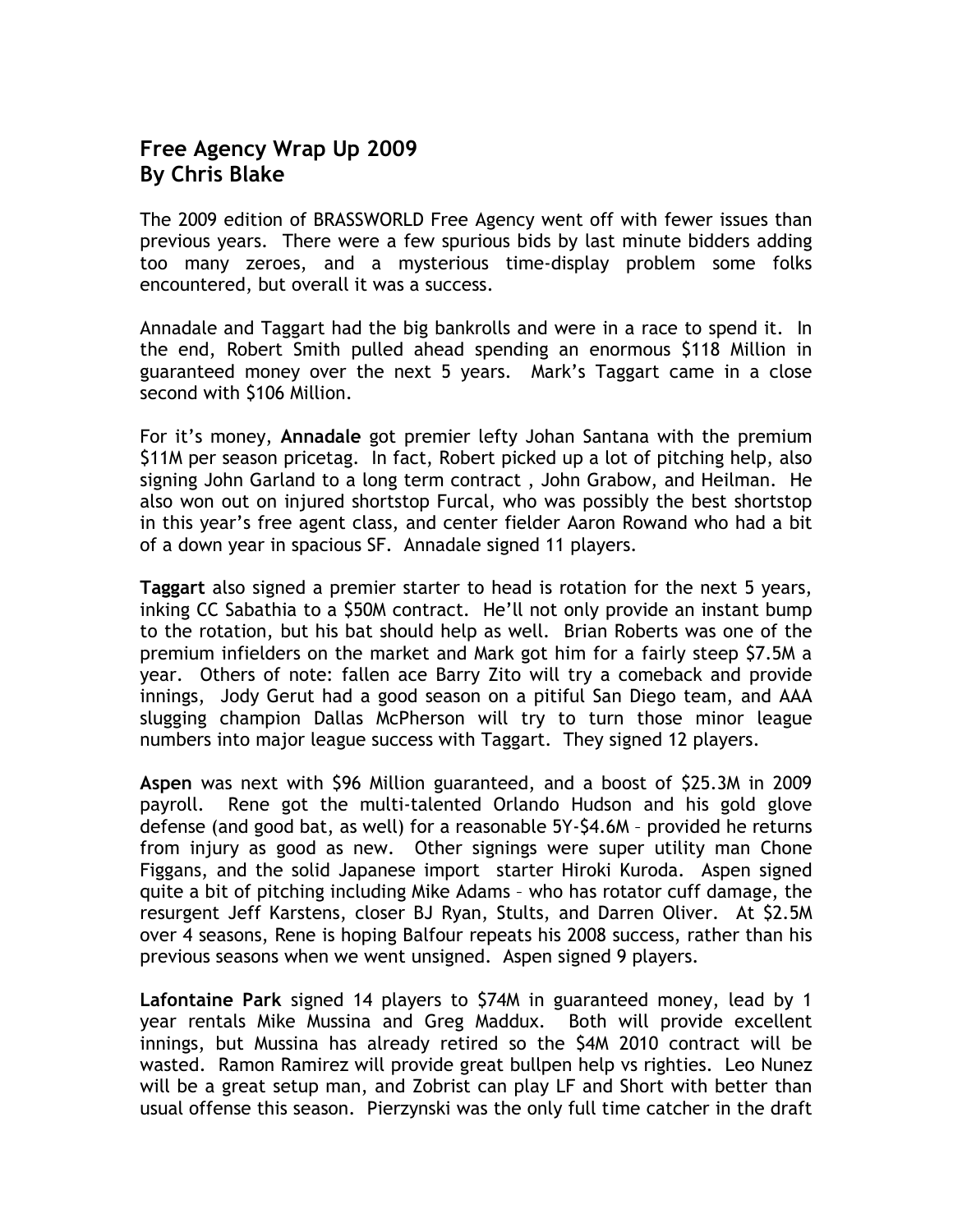## Free Agency Wrap Up 2009
## By Chris Blake

The 2009 edition of BRASSWORLD Free Agency went off with fewer issues than previous years. There were a few spurious bids by last minute bidders adding too many zeroes, and a mysterious time-display problem some folks encountered, but overall it was a success.

Annadale and Taggart had the big bankrolls and were in a race to spend it. In the end, Robert Smith pulled ahead spending an enormous $118 Million in guaranteed money over the next 5 years. Mark's Taggart came in a close second with $106 Million.

For it's money, **Annadale** got premier lefty Johan Santana with the premium $11M per season pricetag. In fact, Robert picked up a lot of pitching help, also signing John Garland to a long term contract , John Grabow, and Heilman. He also won out on injured shortstop Furcal, who was possibly the best shortstop in this year's free agent class, and center fielder Aaron Rowand who had a bit of a down year in spacious SF. Annadale signed 11 players.

**Taggart** also signed a premier starter to head is rotation for the next 5 years, inking CC Sabathia to a $50M contract. He'll not only provide an instant bump to the rotation, but his bat should help as well. Brian Roberts was one of the premium infielders on the market and Mark got him for a fairly steep $7.5M a year. Others of note: fallen ace Barry Zito will try a comeback and provide innings, Jody Gerut had a good season on a pitiful San Diego team, and AAA slugging champion Dallas McPherson will try to turn those minor league numbers into major league success with Taggart. They signed 12 players.

**Aspen** was next with $96 Million guaranteed, and a boost of $25.3M in 2009 payroll. Rene got the multi-talented Orlando Hudson and his gold glove defense (and good bat, as well) for a reasonable 5Y-$4.6M – provided he returns from injury as good as new. Other signings were super utility man Chone Figgans, and the solid Japanese import starter Hiroki Kuroda. Aspen signed quite a bit of pitching including Mike Adams – who has rotator cuff damage, the resurgent Jeff Karstens, closer BJ Ryan, Stults, and Darren Oliver. At $2.5M over 4 seasons, Rene is hoping Balfour repeats his 2008 success, rather than his previous seasons when we went unsigned. Aspen signed 9 players.

**Lafontaine Park** signed 14 players to $74M in guaranteed money, lead by 1 year rentals Mike Mussina and Greg Maddux. Both will provide excellent innings, but Mussina has already retired so the $4M 2010 contract will be wasted. Ramon Ramirez will provide great bullpen help vs righties. Leo Nunez will be a great setup man, and Zobrist can play LF and Short with better than usual offense this season. Pierzynski was the only full time catcher in the draft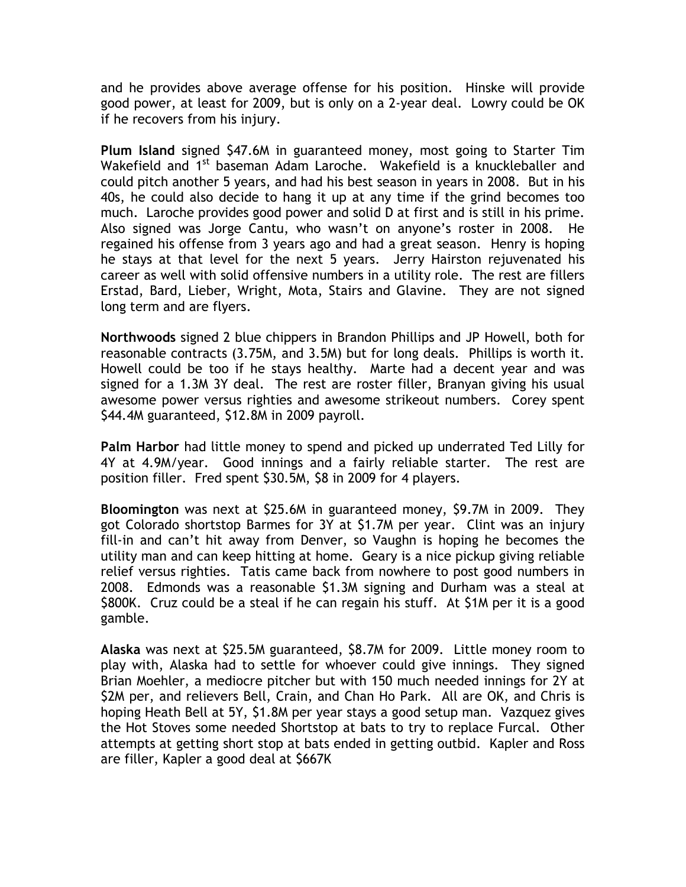and he provides above average offense for his position. Hinske will provide good power, at least for 2009, but is only on a 2-year deal. Lowry could be OK if he recovers from his injury.

**Plum Island** signed $47.6M in guaranteed money, most going to Starter Tim Wakefield and 1st baseman Adam Laroche. Wakefield is a knuckleballer and could pitch another 5 years, and had his best season in years in 2008. But in his 40s, he could also decide to hang it up at any time if the grind becomes too much. Laroche provides good power and solid D at first and is still in his prime. Also signed was Jorge Cantu, who wasn't on anyone's roster in 2008. He regained his offense from 3 years ago and had a great season. Henry is hoping he stays at that level for the next 5 years. Jerry Hairston rejuvenated his career as well with solid offensive numbers in a utility role. The rest are fillers Erstad, Bard, Lieber, Wright, Mota, Stairs and Glavine. They are not signed long term and are flyers.

**Northwoods** signed 2 blue chippers in Brandon Phillips and JP Howell, both for reasonable contracts (3.75M, and 3.5M) but for long deals. Phillips is worth it. Howell could be too if he stays healthy. Marte had a decent year and was signed for a 1.3M 3Y deal. The rest are roster filler, Branyan giving his usual awesome power versus righties and awesome strikeout numbers. Corey spent $44.4M guaranteed, $12.8M in 2009 payroll.

**Palm Harbor** had little money to spend and picked up underrated Ted Lilly for 4Y at 4.9M/year. Good innings and a fairly reliable starter. The rest are position filler. Fred spent $30.5M, $8 in 2009 for 4 players.

**Bloomington** was next at $25.6M in guaranteed money, $9.7M in 2009. They got Colorado shortstop Barmes for 3Y at $1.7M per year. Clint was an injury fill-in and can't hit away from Denver, so Vaughn is hoping he becomes the utility man and can keep hitting at home. Geary is a nice pickup giving reliable relief versus righties. Tatis came back from nowhere to post good numbers in 2008. Edmonds was a reasonable $1.3M signing and Durham was a steal at $800K. Cruz could be a steal if he can regain his stuff. At $1M per it is a good gamble.

**Alaska** was next at $25.5M guaranteed, $8.7M for 2009. Little money room to play with, Alaska had to settle for whoever could give innings. They signed Brian Moehler, a mediocre pitcher but with 150 much needed innings for 2Y at $2M per, and relievers Bell, Crain, and Chan Ho Park. All are OK, and Chris is hoping Heath Bell at 5Y, $1.8M per year stays a good setup man. Vazquez gives the Hot Stoves some needed Shortstop at bats to try to replace Furcal. Other attempts at getting short stop at bats ended in getting outbid. Kapler and Ross are filler, Kapler a good deal at $667K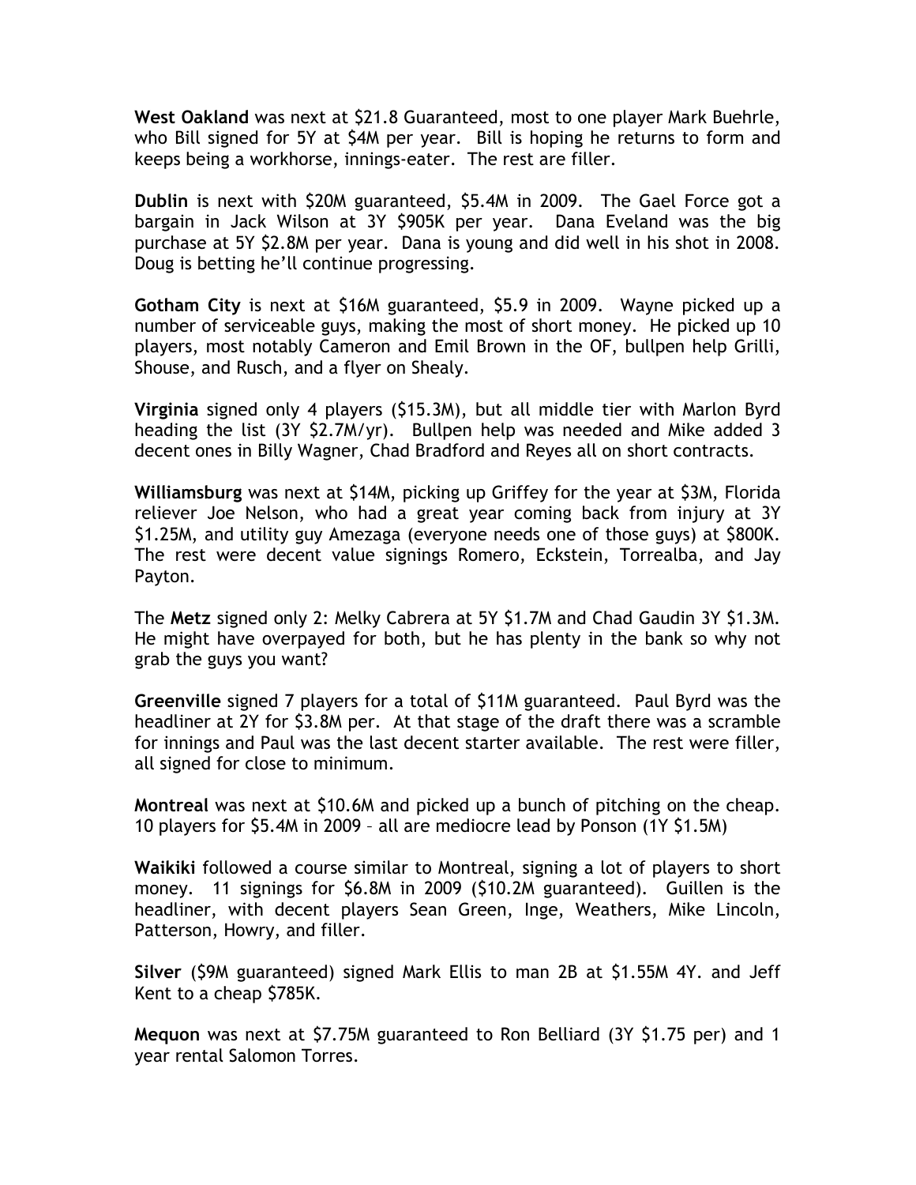**West Oakland** was next at $21.8 Guaranteed, most to one player Mark Buehrle, who Bill signed for 5Y at $4M per year. Bill is hoping he returns to form and keeps being a workhorse, innings-eater. The rest are filler.

**Dublin** is next with $20M guaranteed, $5.4M in 2009. The Gael Force got a bargain in Jack Wilson at 3Y $905K per year. Dana Eveland was the big purchase at 5Y $2.8M per year. Dana is young and did well in his shot in 2008. Doug is betting he'll continue progressing.

**Gotham City** is next at $16M guaranteed, $5.9 in 2009. Wayne picked up a number of serviceable guys, making the most of short money. He picked up 10 players, most notably Cameron and Emil Brown in the OF, bullpen help Grilli, Shouse, and Rusch, and a flyer on Shealy.

**Virginia** signed only 4 players ($15.3M), but all middle tier with Marlon Byrd heading the list (3Y $2.7M/yr). Bullpen help was needed and Mike added 3 decent ones in Billy Wagner, Chad Bradford and Reyes all on short contracts.

**Williamsburg** was next at $14M, picking up Griffey for the year at $3M, Florida reliever Joe Nelson, who had a great year coming back from injury at 3Y $1.25M, and utility guy Amezaga (everyone needs one of those guys) at $800K. The rest were decent value signings Romero, Eckstein, Torrealba, and Jay Payton.

The **Metz** signed only 2: Melky Cabrera at 5Y $1.7M and Chad Gaudin 3Y $1.3M. He might have overpayed for both, but he has plenty in the bank so why not grab the guys you want?

**Greenville** signed 7 players for a total of $11M guaranteed. Paul Byrd was the headliner at 2Y for $3.8M per. At that stage of the draft there was a scramble for innings and Paul was the last decent starter available. The rest were filler, all signed for close to minimum.

**Montreal** was next at $10.6M and picked up a bunch of pitching on the cheap. 10 players for $5.4M in 2009 – all are mediocre lead by Ponson (1Y $1.5M)

**Waikiki** followed a course similar to Montreal, signing a lot of players to short money. 11 signings for $6.8M in 2009 ($10.2M guaranteed). Guillen is the headliner, with decent players Sean Green, Inge, Weathers, Mike Lincoln, Patterson, Howry, and filler.

**Silver** ($9M guaranteed) signed Mark Ellis to man 2B at $1.55M 4Y. and Jeff Kent to a cheap $785K.

**Mequon** was next at $7.75M guaranteed to Ron Belliard (3Y $1.75 per) and 1 year rental Salomon Torres.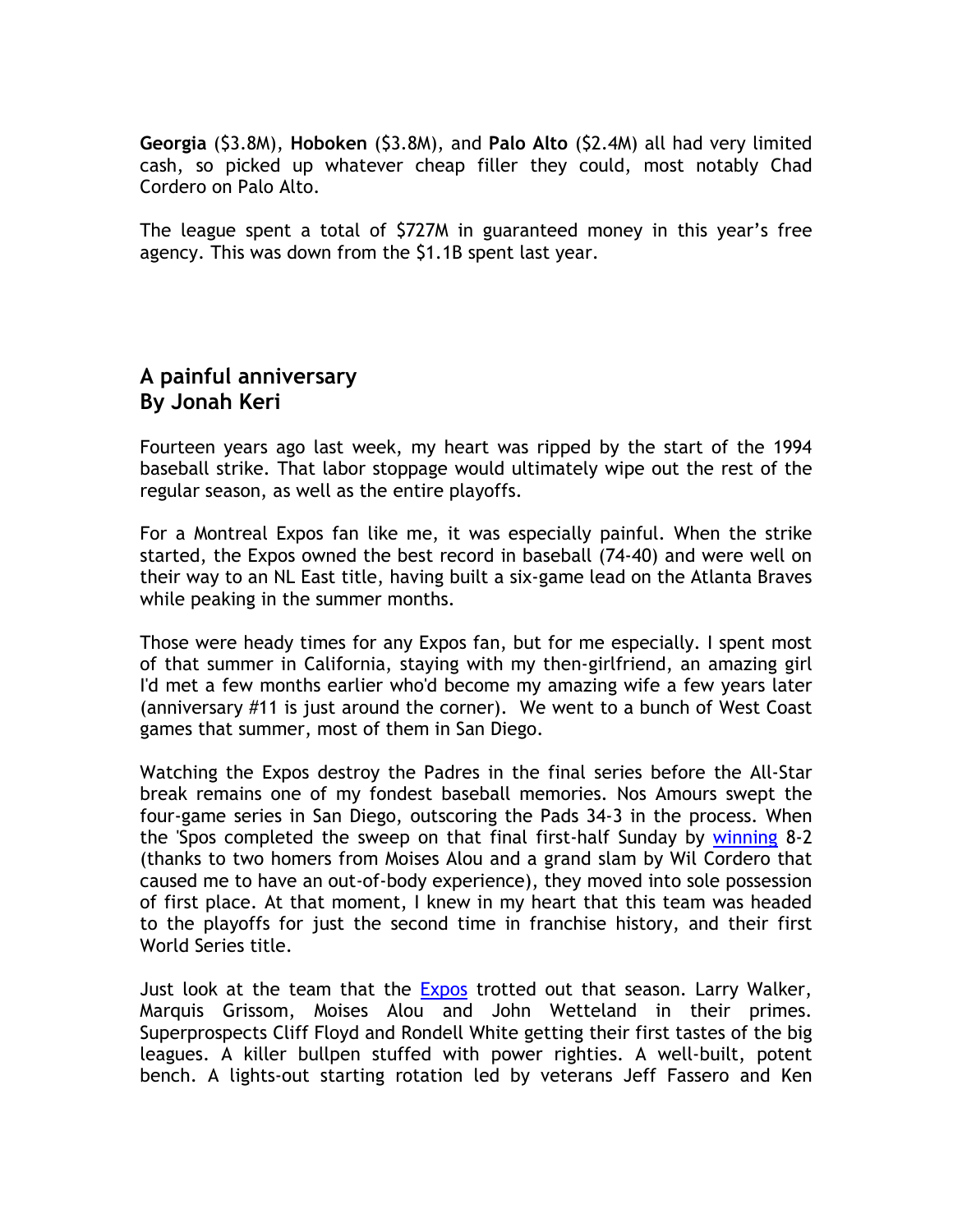**Georgia** ($3.8M), **Hoboken** ($3.8M), and **Palo Alto** ($2.4M) all had very limited cash, so picked up whatever cheap filler they could, most notably Chad Cordero on Palo Alto.

The league spent a total of $727M in guaranteed money in this year's free agency. This was down from the $1.1B spent last year.

## A painful anniversary
**By Jonah Keri**

Fourteen years ago last week, my heart was ripped by the start of the 1994 baseball strike. That labor stoppage would ultimately wipe out the rest of the regular season, as well as the entire playoffs.

For a Montreal Expos fan like me, it was especially painful. When the strike started, the Expos owned the best record in baseball (74-40) and were well on their way to an NL East title, having built a six-game lead on the Atlanta Braves while peaking in the summer months.

Those were heady times for any Expos fan, but for me especially. I spent most of that summer in California, staying with my then-girlfriend, an amazing girl I'd met a few months earlier who'd become my amazing wife a few years later (anniversary #11 is just around the corner). We went to a bunch of West Coast games that summer, most of them in San Diego.

Watching the Expos destroy the Padres in the final series before the All-Star break remains one of my fondest baseball memories. Nos Amours swept the four-game series in San Diego, outscoring the Pads 34-3 in the process. When the 'Spos completed the sweep on that final first-half Sunday by winning 8-2 (thanks to two homers from Moises Alou and a grand slam by Wil Cordero that caused me to have an out-of-body experience), they moved into sole possession of first place. At that moment, I knew in my heart that this team was headed to the playoffs for just the second time in franchise history, and their first World Series title.

Just look at the team that the Expos trotted out that season. Larry Walker, Marquis Grissom, Moises Alou and John Wetteland in their primes. Superprospects Cliff Floyd and Rondell White getting their first tastes of the big leagues. A killer bullpen stuffed with power righties. A well-built, potent bench. A lights-out starting rotation led by veterans Jeff Fassero and Ken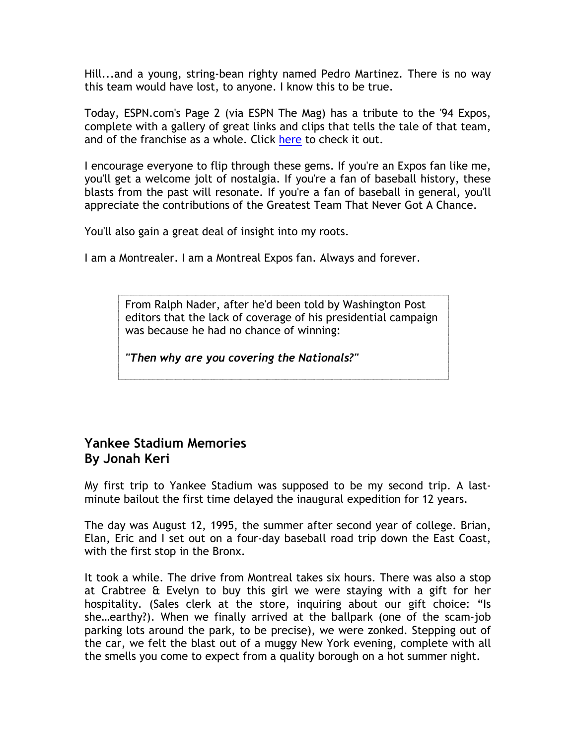Hill...and a young, string-bean righty named Pedro Martinez. There is no way this team would have lost, to anyone. I know this to be true.

Today, ESPN.com's Page 2 (via ESPN The Mag) has a tribute to the '94 Expos, complete with a gallery of great links and clips that tells the tale of that team, and of the franchise as a whole. Click here to check it out.

I encourage everyone to flip through these gems. If you're an Expos fan like me, you'll get a welcome jolt of nostalgia. If you're a fan of baseball history, these blasts from the past will resonate. If you're a fan of baseball in general, you'll appreciate the contributions of the Greatest Team That Never Got A Chance.

You'll also gain a great deal of insight into my roots.

I am a Montrealer. I am a Montreal Expos fan. Always and forever.

> From Ralph Nader, after he'd been told by Washington Post editors that the lack of coverage of his presidential campaign was because he had no chance of winning:
>
> ***"Then why are you covering the Nationals?"***

## Yankee Stadium Memories
## By Jonah Keri

My first trip to Yankee Stadium was supposed to be my second trip. A last-minute bailout the first time delayed the inaugural expedition for 12 years.

The day was August 12, 1995, the summer after second year of college. Brian, Elan, Eric and I set out on a four-day baseball road trip down the East Coast, with the first stop in the Bronx.

It took a while. The drive from Montreal takes six hours. There was also a stop at Crabtree & Evelyn to buy this girl we were staying with a gift for her hospitality. (Sales clerk at the store, inquiring about our gift choice: "Is she…earthy?). When we finally arrived at the ballpark (one of the scam-job parking lots around the park, to be precise), we were zonked. Stepping out of the car, we felt the blast out of a muggy New York evening, complete with all the smells you come to expect from a quality borough on a hot summer night.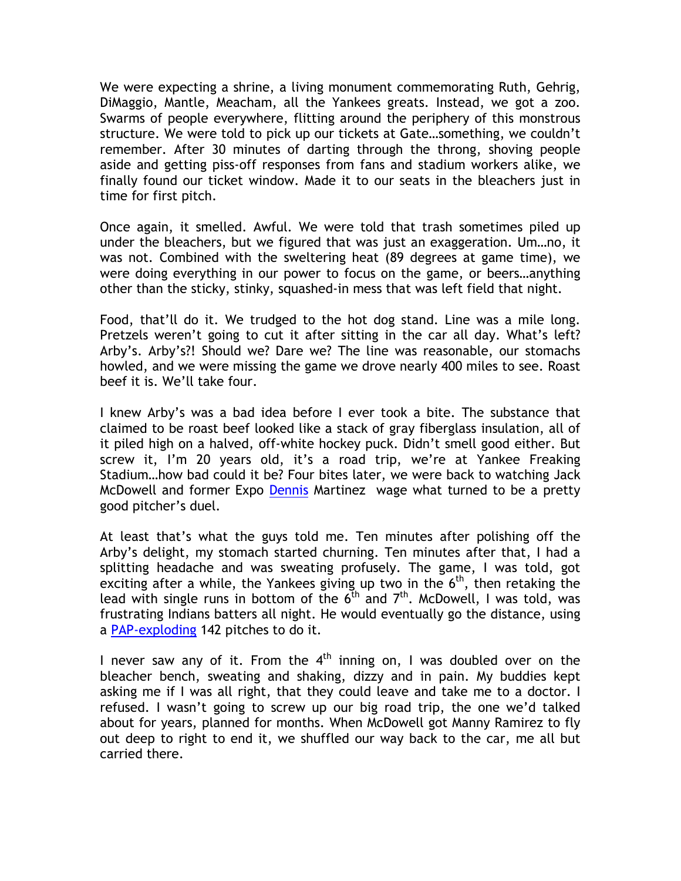We were expecting a shrine, a living monument commemorating Ruth, Gehrig, DiMaggio, Mantle, Meacham, all the Yankees greats. Instead, we got a zoo. Swarms of people everywhere, flitting around the periphery of this monstrous structure. We were told to pick up our tickets at Gate…something, we couldn't remember. After 30 minutes of darting through the throng, shoving people aside and getting piss-off responses from fans and stadium workers alike, we finally found our ticket window. Made it to our seats in the bleachers just in time for first pitch.

Once again, it smelled. Awful. We were told that trash sometimes piled up under the bleachers, but we figured that was just an exaggeration. Um…no, it was not. Combined with the sweltering heat (89 degrees at game time), we were doing everything in our power to focus on the game, or beers…anything other than the sticky, stinky, squashed-in mess that was left field that night.

Food, that'll do it. We trudged to the hot dog stand. Line was a mile long. Pretzels weren't going to cut it after sitting in the car all day. What's left? Arby's. Arby's?! Should we? Dare we? The line was reasonable, our stomachs howled, and we were missing the game we drove nearly 400 miles to see. Roast beef it is. We'll take four.

I knew Arby's was a bad idea before I ever took a bite. The substance that claimed to be roast beef looked like a stack of gray fiberglass insulation, all of it piled high on a halved, off-white hockey puck. Didn't smell good either. But screw it, I'm 20 years old, it's a road trip, we're at Yankee Freaking Stadium…how bad could it be? Four bites later, we were back to watching Jack McDowell and former Expo Dennis Martinez wage what turned to be a pretty good pitcher's duel.

At least that's what the guys told me. Ten minutes after polishing off the Arby's delight, my stomach started churning. Ten minutes after that, I had a splitting headache and was sweating profusely. The game, I was told, got exciting after a while, the Yankees giving up two in the 6th, then retaking the lead with single runs in bottom of the 6th and 7th. McDowell, I was told, was frustrating Indians batters all night. He would eventually go the distance, using a PAP-exploding 142 pitches to do it.

I never saw any of it. From the 4th inning on, I was doubled over on the bleacher bench, sweating and shaking, dizzy and in pain. My buddies kept asking me if I was all right, that they could leave and take me to a doctor. I refused. I wasn't going to screw up our big road trip, the one we'd talked about for years, planned for months. When McDowell got Manny Ramirez to fly out deep to right to end it, we shuffled our way back to the car, me all but carried there.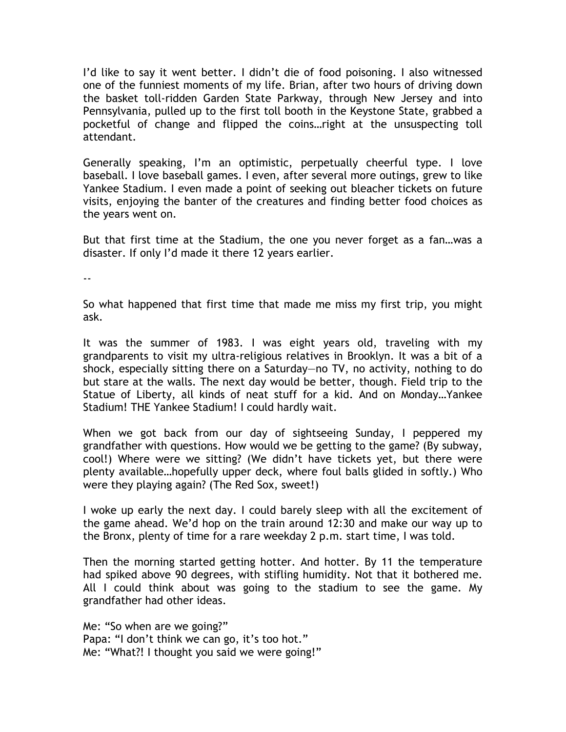I'd like to say it went better. I didn't die of food poisoning. I also witnessed one of the funniest moments of my life. Brian, after two hours of driving down the basket toll-ridden Garden State Parkway, through New Jersey and into Pennsylvania, pulled up to the first toll booth in the Keystone State, grabbed a pocketful of change and flipped the coins…right at the unsuspecting toll attendant.

Generally speaking, I'm an optimistic, perpetually cheerful type. I love baseball. I love baseball games. I even, after several more outings, grew to like Yankee Stadium. I even made a point of seeking out bleacher tickets on future visits, enjoying the banter of the creatures and finding better food choices as the years went on.

But that first time at the Stadium, the one you never forget as a fan…was a disaster. If only I'd made it there 12 years earlier.

--

So what happened that first time that made me miss my first trip, you might ask.

It was the summer of 1983. I was eight years old, traveling with my grandparents to visit my ultra-religious relatives in Brooklyn. It was a bit of a shock, especially sitting there on a Saturday—no TV, no activity, nothing to do but stare at the walls. The next day would be better, though. Field trip to the Statue of Liberty, all kinds of neat stuff for a kid. And on Monday…Yankee Stadium! THE Yankee Stadium! I could hardly wait.

When we got back from our day of sightseeing Sunday, I peppered my grandfather with questions. How would we be getting to the game? (By subway, cool!) Where were we sitting? (We didn't have tickets yet, but there were plenty available…hopefully upper deck, where foul balls glided in softly.) Who were they playing again? (The Red Sox, sweet!)

I woke up early the next day. I could barely sleep with all the excitement of the game ahead. We'd hop on the train around 12:30 and make our way up to the Bronx, plenty of time for a rare weekday 2 p.m. start time, I was told.

Then the morning started getting hotter. And hotter. By 11 the temperature had spiked above 90 degrees, with stifling humidity. Not that it bothered me. All I could think about was going to the stadium to see the game. My grandfather had other ideas.

Me: "So when are we going?"
Papa: "I don't think we can go, it's too hot."
Me: "What?! I thought you said we were going!"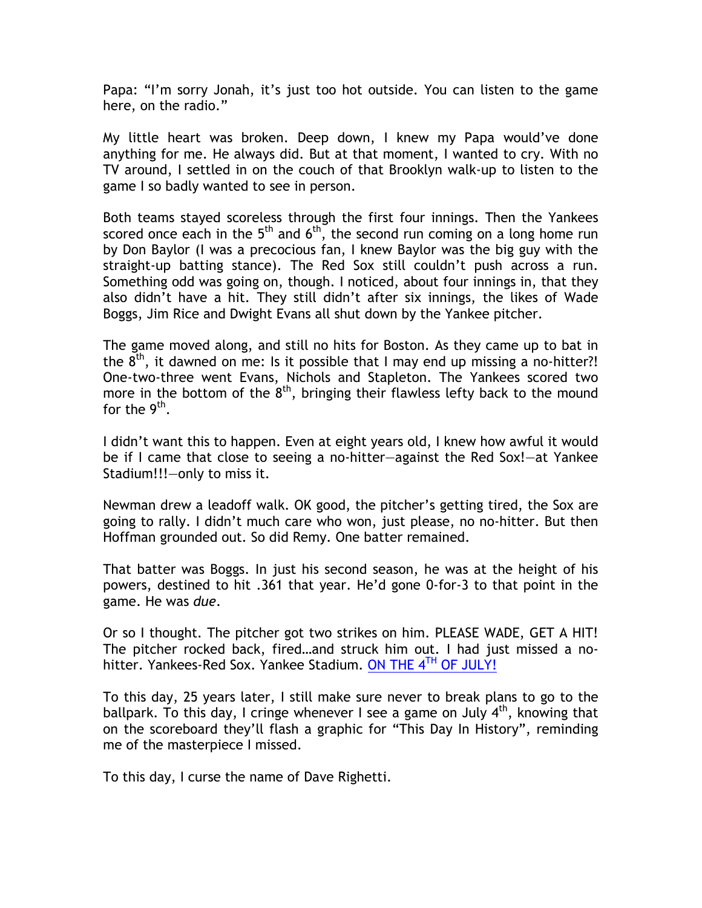Papa: "I'm sorry Jonah, it's just too hot outside. You can listen to the game here, on the radio."

My little heart was broken. Deep down, I knew my Papa would've done anything for me. He always did. But at that moment, I wanted to cry. With no TV around, I settled in on the couch of that Brooklyn walk-up to listen to the game I so badly wanted to see in person.

Both teams stayed scoreless through the first four innings. Then the Yankees scored once each in the 5th and 6th, the second run coming on a long home run by Don Baylor (I was a precocious fan, I knew Baylor was the big guy with the straight-up batting stance). The Red Sox still couldn't push across a run. Something odd was going on, though. I noticed, about four innings in, that they also didn't have a hit. They still didn't after six innings, the likes of Wade Boggs, Jim Rice and Dwight Evans all shut down by the Yankee pitcher.

The game moved along, and still no hits for Boston. As they came up to bat in the 8th, it dawned on me: Is it possible that I may end up missing a no-hitter?! One-two-three went Evans, Nichols and Stapleton. The Yankees scored two more in the bottom of the 8th, bringing their flawless lefty back to the mound for the 9th.

I didn't want this to happen. Even at eight years old, I knew how awful it would be if I came that close to seeing a no-hitter—against the Red Sox!—at Yankee Stadium!!!—only to miss it.

Newman drew a leadoff walk. OK good, the pitcher's getting tired, the Sox are going to rally. I didn't much care who won, just please, no no-hitter. But then Hoffman grounded out. So did Remy. One batter remained.

That batter was Boggs. In just his second season, he was at the height of his powers, destined to hit .361 that year. He'd gone 0-for-3 to that point in the game. He was *due*.

Or so I thought. The pitcher got two strikes on him. PLEASE WADE, GET A HIT! The pitcher rocked back, fired…and struck him out. I had just missed a no-hitter. Yankees-Red Sox. Yankee Stadium. ON THE 4TH OF JULY!

To this day, 25 years later, I still make sure never to break plans to go to the ballpark. To this day, I cringe whenever I see a game on July 4th, knowing that on the scoreboard they'll flash a graphic for "This Day In History", reminding me of the masterpiece I missed.

To this day, I curse the name of Dave Righetti.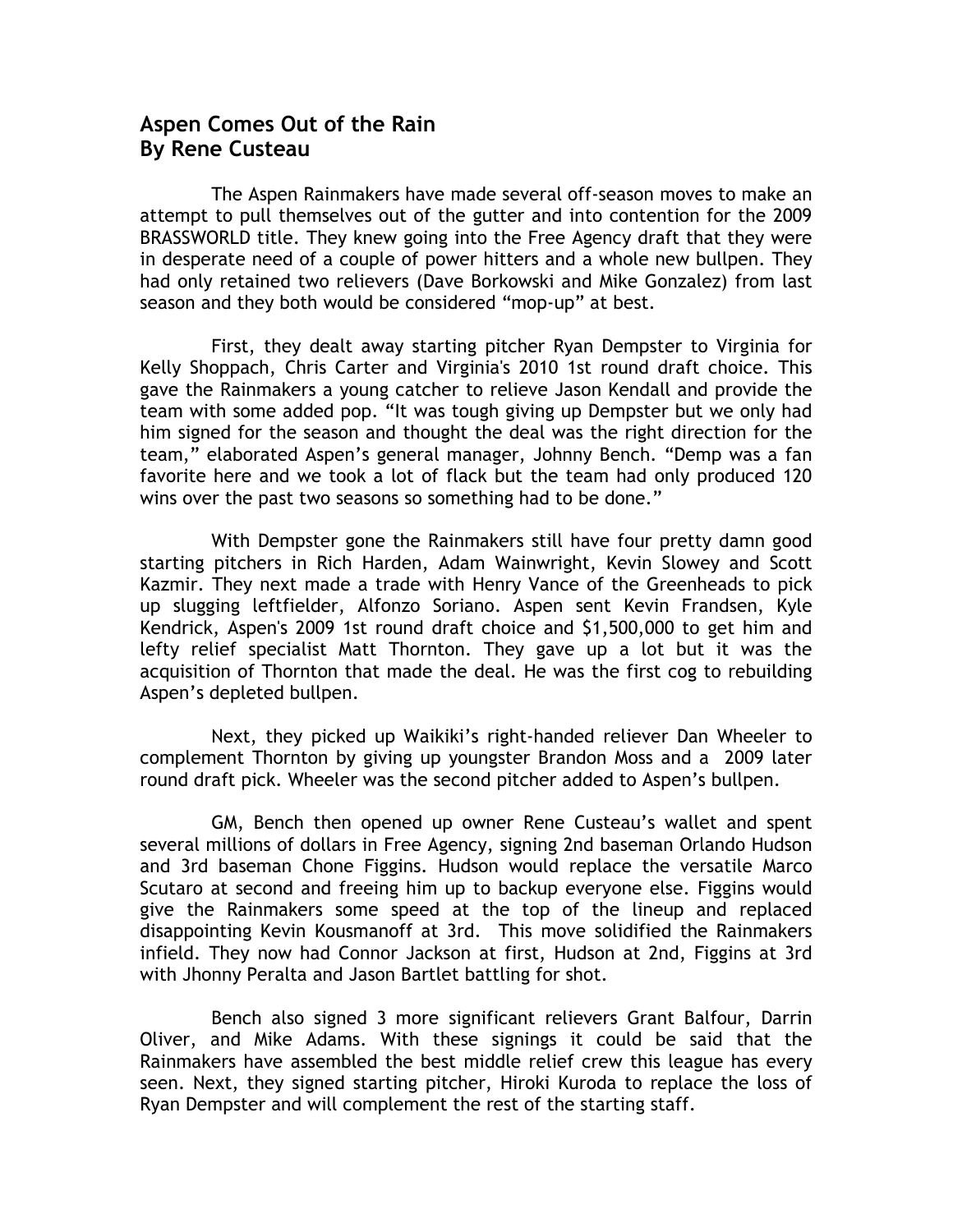## Aspen Comes Out of the Rain
## By Rene Custeau

The Aspen Rainmakers have made several off-season moves to make an attempt to pull themselves out of the gutter and into contention for the 2009 BRASSWORLD title. They knew going into the Free Agency draft that they were in desperate need of a couple of power hitters and a whole new bullpen. They had only retained two relievers (Dave Borkowski and Mike Gonzalez) from last season and they both would be considered "mop-up" at best.

First, they dealt away starting pitcher Ryan Dempster to Virginia for Kelly Shoppach, Chris Carter and Virginia's 2010 1st round draft choice. This gave the Rainmakers a young catcher to relieve Jason Kendall and provide the team with some added pop. "It was tough giving up Dempster but we only had him signed for the season and thought the deal was the right direction for the team," elaborated Aspen's general manager, Johnny Bench. "Demp was a fan favorite here and we took a lot of flack but the team had only produced 120 wins over the past two seasons so something had to be done."

With Dempster gone the Rainmakers still have four pretty damn good starting pitchers in Rich Harden, Adam Wainwright, Kevin Slowey and Scott Kazmir. They next made a trade with Henry Vance of the Greenheads to pick up slugging leftfielder, Alfonzo Soriano. Aspen sent Kevin Frandsen, Kyle Kendrick, Aspen's 2009 1st round draft choice and $1,500,000 to get him and lefty relief specialist Matt Thornton. They gave up a lot but it was the acquisition of Thornton that made the deal. He was the first cog to rebuilding Aspen's depleted bullpen.

Next, they picked up Waikiki's right-handed reliever Dan Wheeler to complement Thornton by giving up youngster Brandon Moss and a 2009 later round draft pick. Wheeler was the second pitcher added to Aspen's bullpen.

GM, Bench then opened up owner Rene Custeau's wallet and spent several millions of dollars in Free Agency, signing 2nd baseman Orlando Hudson and 3rd baseman Chone Figgins. Hudson would replace the versatile Marco Scutaro at second and freeing him up to backup everyone else. Figgins would give the Rainmakers some speed at the top of the lineup and replaced disappointing Kevin Kousmanoff at 3rd. This move solidified the Rainmakers infield. They now had Connor Jackson at first, Hudson at 2nd, Figgins at 3rd with Jhonny Peralta and Jason Bartlet battling for shot.

Bench also signed 3 more significant relievers Grant Balfour, Darrin Oliver, and Mike Adams. With these signings it could be said that the Rainmakers have assembled the best middle relief crew this league has every seen. Next, they signed starting pitcher, Hiroki Kuroda to replace the loss of Ryan Dempster and will complement the rest of the starting staff.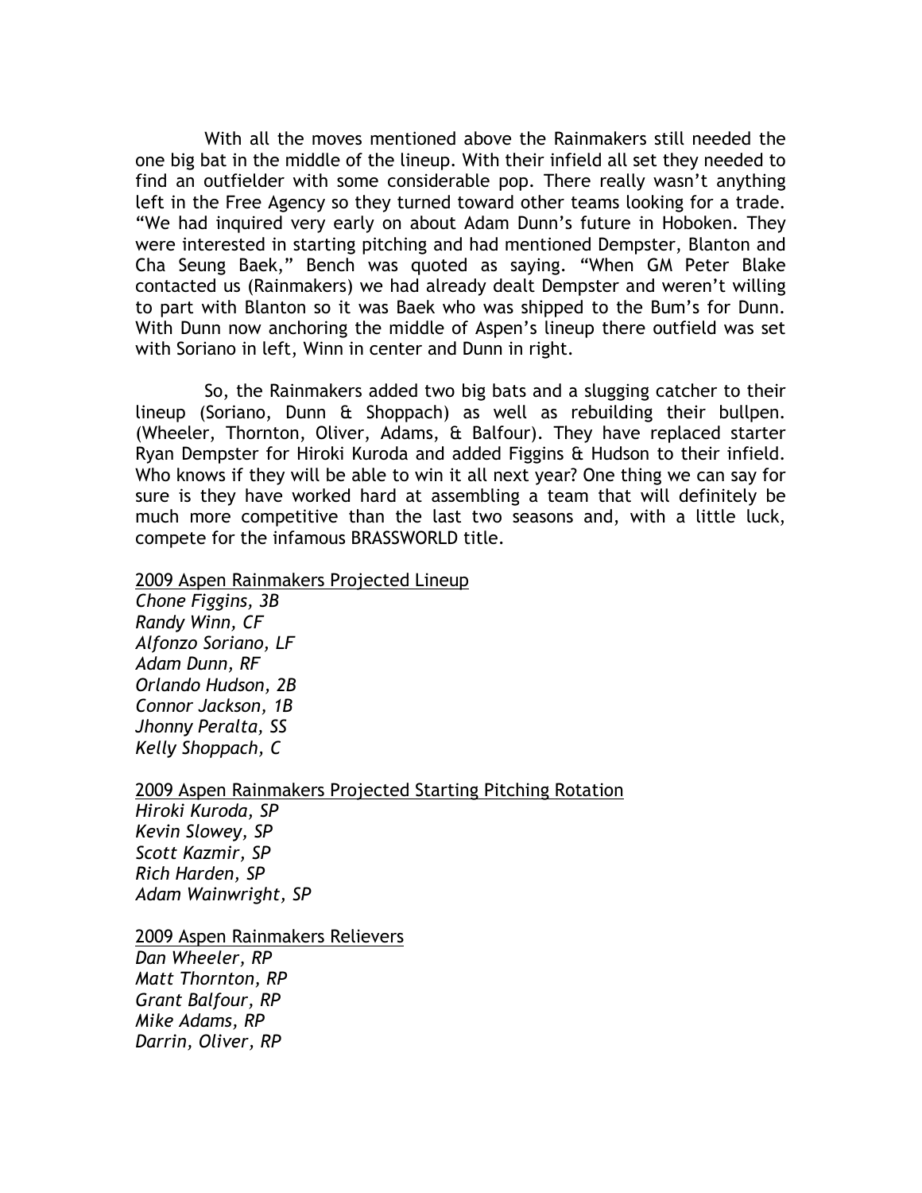With all the moves mentioned above the Rainmakers still needed the one big bat in the middle of the lineup. With their infield all set they needed to find an outfielder with some considerable pop. There really wasn't anything left in the Free Agency so they turned toward other teams looking for a trade. "We had inquired very early on about Adam Dunn's future in Hoboken. They were interested in starting pitching and had mentioned Dempster, Blanton and Cha Seung Baek," Bench was quoted as saying. "When GM Peter Blake contacted us (Rainmakers) we had already dealt Dempster and weren't willing to part with Blanton so it was Baek who was shipped to the Bum's for Dunn. With Dunn now anchoring the middle of Aspen's lineup there outfield was set with Soriano in left, Winn in center and Dunn in right.

So, the Rainmakers added two big bats and a slugging catcher to their lineup (Soriano, Dunn & Shoppach) as well as rebuilding their bullpen. (Wheeler, Thornton, Oliver, Adams, & Balfour). They have replaced starter Ryan Dempster for Hiroki Kuroda and added Figgins & Hudson to their infield. Who knows if they will be able to win it all next year? One thing we can say for sure is they have worked hard at assembling a team that will definitely be much more competitive than the last two seasons and, with a little luck, compete for the infamous BRASSWORLD title.

<u>2009 Aspen Rainmakers Projected Lineup</u>

*Chone Figgins, 3B*
*Randy Winn, CF*
*Alfonzo Soriano, LF*
*Adam Dunn, RF*
*Orlando Hudson, 2B*
*Connor Jackson, 1B*
*Jhonny Peralta, SS*
*Kelly Shoppach, C*

<u>2009 Aspen Rainmakers Projected Starting Pitching Rotation</u>

*Hiroki Kuroda, SP*
*Kevin Slowey, SP*
*Scott Kazmir, SP*
*Rich Harden, SP*
*Adam Wainwright, SP*

<u>2009 Aspen Rainmakers Relievers</u>

*Dan Wheeler, RP*
*Matt Thornton, RP*
*Grant Balfour, RP*
*Mike Adams, RP*
*Darrin, Oliver, RP*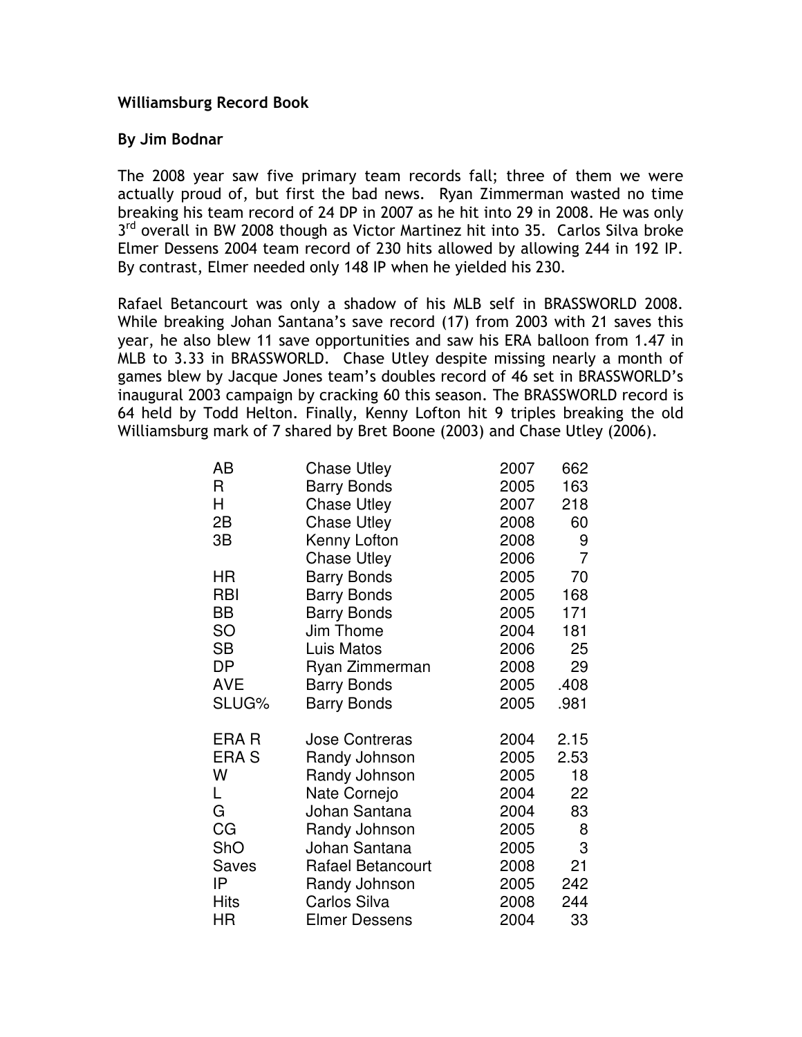**Williamsburg Record Book**

**By Jim Bodnar**

The 2008 year saw five primary team records fall; three of them we were actually proud of, but first the bad news. Ryan Zimmerman wasted no time breaking his team record of 24 DP in 2007 as he hit into 29 in 2008. He was only 3rd overall in BW 2008 though as Victor Martinez hit into 35. Carlos Silva broke Elmer Dessens 2004 team record of 230 hits allowed by allowing 244 in 192 IP. By contrast, Elmer needed only 148 IP when he yielded his 230.

Rafael Betancourt was only a shadow of his MLB self in BRASSWORLD 2008. While breaking Johan Santana's save record (17) from 2003 with 21 saves this year, he also blew 11 save opportunities and saw his ERA balloon from 1.47 in MLB to 3.33 in BRASSWORLD. Chase Utley despite missing nearly a month of games blew by Jacque Jones team's doubles record of 46 set in BRASSWORLD's inaugural 2003 campaign by cracking 60 this season. The BRASSWORLD record is 64 held by Todd Helton. Finally, Kenny Lofton hit 9 triples breaking the old Williamsburg mark of 7 shared by Bret Boone (2003) and Chase Utley (2006).

| | | | |
|---|---|---|---|
| AB | Chase Utley | 2007 | 662 |
| R | Barry Bonds | 2005 | 163 |
| H | Chase Utley | 2007 | 218 |
| 2B | Chase Utley | 2008 | 60 |
| 3B | Kenny Lofton | 2008 | 9 |
| | Chase Utley | 2006 | 7 |
| HR | Barry Bonds | 2005 | 70 |
| RBI | Barry Bonds | 2005 | 168 |
| BB | Barry Bonds | 2005 | 171 |
| SO | Jim Thome | 2004 | 181 |
| SB | Luis Matos | 2006 | 25 |
| DP | Ryan Zimmerman | 2008 | 29 |
| AVE | Barry Bonds | 2005 | .408 |
| SLUG% | Barry Bonds | 2005 | .981 |
| | | | |
| ERA R | Jose Contreras | 2004 | 2.15 |
| ERA S | Randy Johnson | 2005 | 2.53 |
| W | Randy Johnson | 2005 | 18 |
| L | Nate Cornejo | 2004 | 22 |
| G | Johan Santana | 2004 | 83 |
| CG | Randy Johnson | 2005 | 8 |
| ShO | Johan Santana | 2005 | 3 |
| Saves | Rafael Betancourt | 2008 | 21 |
| IP | Randy Johnson | 2005 | 242 |
| Hits | Carlos Silva | 2008 | 244 |
| HR | Elmer Dessens | 2004 | 33 |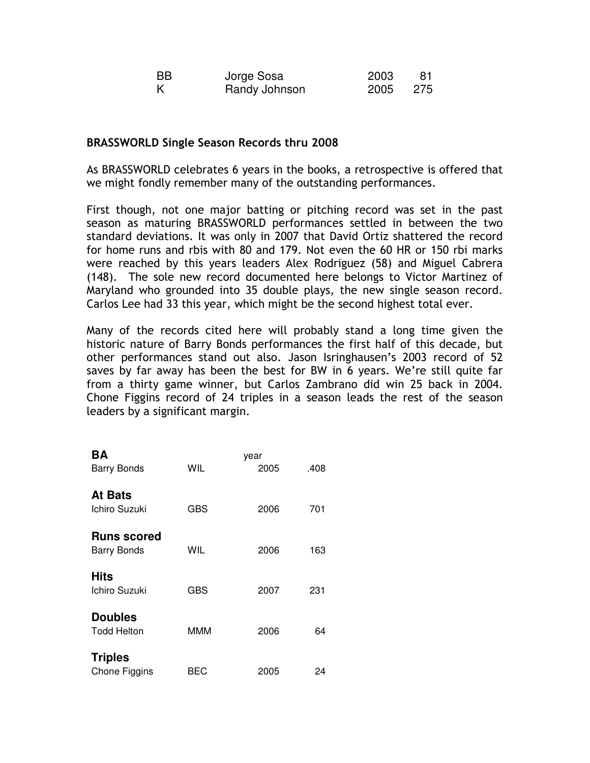| | | | |
|---|---|---|---|
| BB | Jorge Sosa | 2003 | 81 |
| K | Randy Johnson | 2005 | 275 |

**BRASSWORLD Single Season Records thru 2008**

As BRASSWORLD celebrates 6 years in the books, a retrospective is offered that we might fondly remember many of the outstanding performances.

First though, not one major batting or pitching record was set in the past season as maturing BRASSWORLD performances settled in between the two standard deviations. It was only in 2007 that David Ortiz shattered the record for home runs and rbis with 80 and 179. Not even the 60 HR or 150 rbi marks were reached by this years leaders Alex Rodriguez (58) and Miguel Cabrera (148). The sole new record documented here belongs to Victor Martinez of Maryland who grounded into 35 double plays, the new single season record. Carlos Lee had 33 this year, which might be the second highest total ever.

Many of the records cited here will probably stand a long time given the historic nature of Barry Bonds performances the first half of this decade, but other performances stand out also. Jason Isringhausen's 2003 record of 52 saves by far away has been the best for BW in 6 years. We're still quite far from a thirty game winner, but Carlos Zambrano did win 25 back in 2004. Chone Figgins record of 24 triples in a season leads the rest of the season leaders by a significant margin.

| **BA** | | year | |
|---|---|---|---|
| Barry Bonds | WIL | 2005 | .408 |
| **At Bats** | | | |
| Ichiro Suzuki | GBS | 2006 | 701 |
| **Runs scored** | | | |
| Barry Bonds | WIL | 2006 | 163 |
| **Hits** | | | |
| Ichiro Suzuki | GBS | 2007 | 231 |
| **Doubles** | | | |
| Todd Helton | MMM | 2006 | 64 |
| **Triples** | | | |
| Chone Figgins | BEC | 2005 | 24 |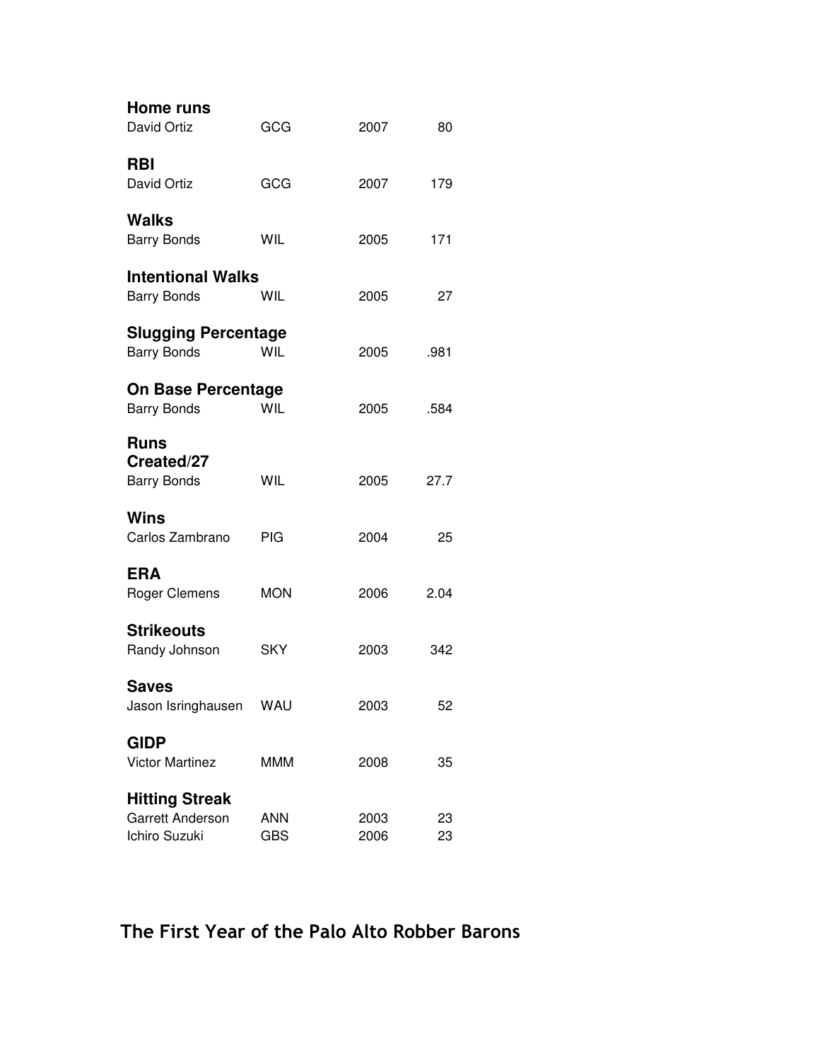**Home runs**

| | | | |
|---|---|---|---|
| David Ortiz | GCG | 2007 | 80 |

**RBI**

| | | | |
|---|---|---|---|
| David Ortiz | GCG | 2007 | 179 |

**Walks**

| | | | |
|---|---|---|---|
| Barry Bonds | WIL | 2005 | 171 |

**Intentional Walks**

| | | | |
|---|---|---|---|
| Barry Bonds | WIL | 2005 | 27 |

**Slugging Percentage**

| | | | |
|---|---|---|---|
| Barry Bonds | WIL | 2005 | .981 |

**On Base Percentage**

| | | | |
|---|---|---|---|
| Barry Bonds | WIL | 2005 | .584 |

**Runs Created/27**

| | | | |
|---|---|---|---|
| Barry Bonds | WIL | 2005 | 27.7 |

**Wins**

| | | | |
|---|---|---|---|
| Carlos Zambrano | PIG | 2004 | 25 |

**ERA**

| | | | |
|---|---|---|---|
| Roger Clemens | MON | 2006 | 2.04 |

**Strikeouts**

| | | | |
|---|---|---|---|
| Randy Johnson | SKY | 2003 | 342 |

**Saves**

| | | | |
|---|---|---|---|
| Jason Isringhausen | WAU | 2003 | 52 |

**GIDP**

| | | | |
|---|---|---|---|
| Victor Martinez | MMM | 2008 | 35 |

**Hitting Streak**

| | | | |
|---|---|---|---|
| Garrett Anderson | ANN | 2003 | 23 |
| Ichiro Suzuki | GBS | 2006 | 23 |

## The First Year of the Palo Alto Robber Barons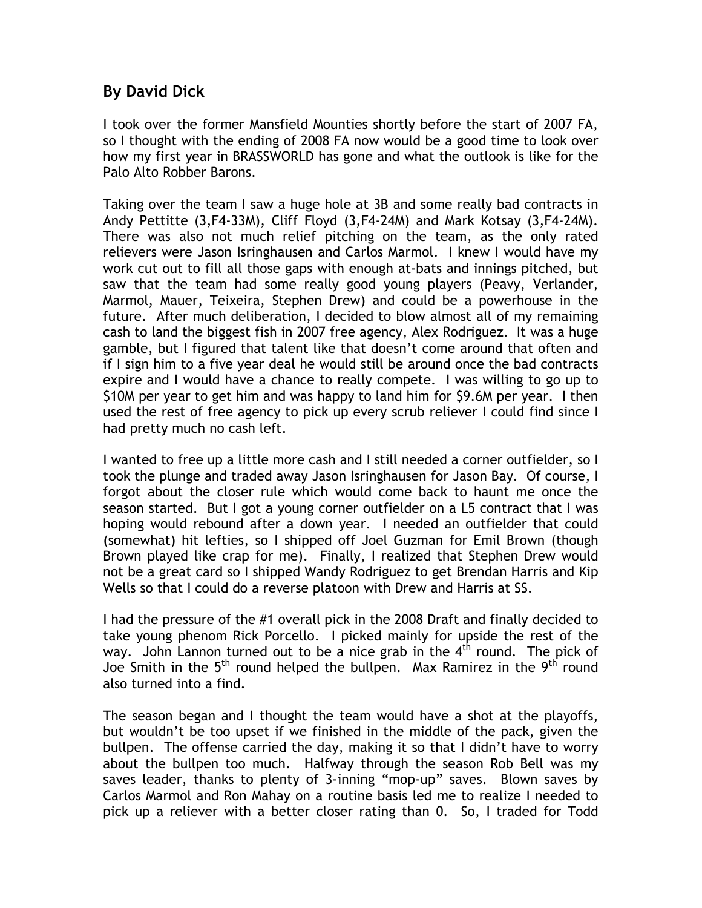## By David Dick

I took over the former Mansfield Mounties shortly before the start of 2007 FA, so I thought with the ending of 2008 FA now would be a good time to look over how my first year in BRASSWORLD has gone and what the outlook is like for the Palo Alto Robber Barons.

Taking over the team I saw a huge hole at 3B and some really bad contracts in Andy Pettitte (3,F4-33M), Cliff Floyd (3,F4-24M) and Mark Kotsay (3,F4-24M). There was also not much relief pitching on the team, as the only rated relievers were Jason Isringhausen and Carlos Marmol. I knew I would have my work cut out to fill all those gaps with enough at-bats and innings pitched, but saw that the team had some really good young players (Peavy, Verlander, Marmol, Mauer, Teixeira, Stephen Drew) and could be a powerhouse in the future. After much deliberation, I decided to blow almost all of my remaining cash to land the biggest fish in 2007 free agency, Alex Rodriguez. It was a huge gamble, but I figured that talent like that doesn't come around that often and if I sign him to a five year deal he would still be around once the bad contracts expire and I would have a chance to really compete. I was willing to go up to $10M per year to get him and was happy to land him for $9.6M per year. I then used the rest of free agency to pick up every scrub reliever I could find since I had pretty much no cash left.

I wanted to free up a little more cash and I still needed a corner outfielder, so I took the plunge and traded away Jason Isringhausen for Jason Bay. Of course, I forgot about the closer rule which would come back to haunt me once the season started. But I got a young corner outfielder on a L5 contract that I was hoping would rebound after a down year. I needed an outfielder that could (somewhat) hit lefties, so I shipped off Joel Guzman for Emil Brown (though Brown played like crap for me). Finally, I realized that Stephen Drew would not be a great card so I shipped Wandy Rodriguez to get Brendan Harris and Kip Wells so that I could do a reverse platoon with Drew and Harris at SS.

I had the pressure of the #1 overall pick in the 2008 Draft and finally decided to take young phenom Rick Porcello. I picked mainly for upside the rest of the way. John Lannon turned out to be a nice grab in the 4th round. The pick of Joe Smith in the 5th round helped the bullpen. Max Ramirez in the 9th round also turned into a find.

The season began and I thought the team would have a shot at the playoffs, but wouldn't be too upset if we finished in the middle of the pack, given the bullpen. The offense carried the day, making it so that I didn't have to worry about the bullpen too much. Halfway through the season Rob Bell was my saves leader, thanks to plenty of 3-inning "mop-up" saves. Blown saves by Carlos Marmol and Ron Mahay on a routine basis led me to realize I needed to pick up a reliever with a better closer rating than 0. So, I traded for Todd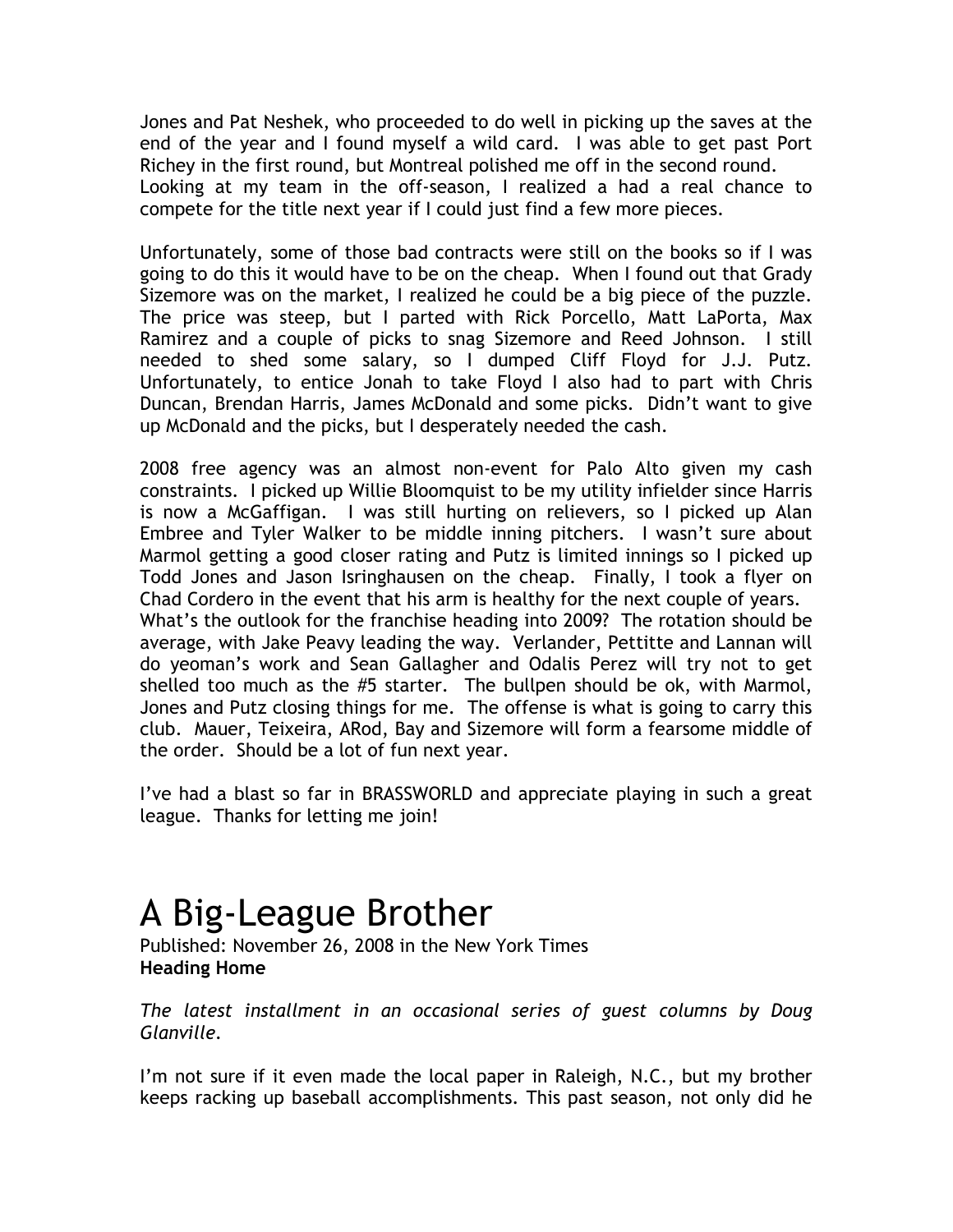Jones and Pat Neshek, who proceeded to do well in picking up the saves at the end of the year and I found myself a wild card. I was able to get past Port Richey in the first round, but Montreal polished me off in the second round. Looking at my team in the off-season, I realized a had a real chance to compete for the title next year if I could just find a few more pieces.

Unfortunately, some of those bad contracts were still on the books so if I was going to do this it would have to be on the cheap. When I found out that Grady Sizemore was on the market, I realized he could be a big piece of the puzzle. The price was steep, but I parted with Rick Porcello, Matt LaPorta, Max Ramirez and a couple of picks to snag Sizemore and Reed Johnson. I still needed to shed some salary, so I dumped Cliff Floyd for J.J. Putz. Unfortunately, to entice Jonah to take Floyd I also had to part with Chris Duncan, Brendan Harris, James McDonald and some picks. Didn't want to give up McDonald and the picks, but I desperately needed the cash.

2008 free agency was an almost non-event for Palo Alto given my cash constraints. I picked up Willie Bloomquist to be my utility infielder since Harris is now a McGaffigan. I was still hurting on relievers, so I picked up Alan Embree and Tyler Walker to be middle inning pitchers. I wasn't sure about Marmol getting a good closer rating and Putz is limited innings so I picked up Todd Jones and Jason Isringhausen on the cheap. Finally, I took a flyer on Chad Cordero in the event that his arm is healthy for the next couple of years. What's the outlook for the franchise heading into 2009? The rotation should be average, with Jake Peavy leading the way. Verlander, Pettitte and Lannan will do yeoman's work and Sean Gallagher and Odalis Perez will try not to get shelled too much as the #5 starter. The bullpen should be ok, with Marmol, Jones and Putz closing things for me. The offense is what is going to carry this club. Mauer, Teixeira, ARod, Bay and Sizemore will form a fearsome middle of the order. Should be a lot of fun next year.

I've had a blast so far in BRASSWORLD and appreciate playing in such a great league. Thanks for letting me join!

# A Big-League Brother

Published: November 26, 2008 in the New York Times
**Heading Home**

*The latest installment in an occasional series of guest columns by Doug Glanville.*

I'm not sure if it even made the local paper in Raleigh, N.C., but my brother keeps racking up baseball accomplishments. This past season, not only did he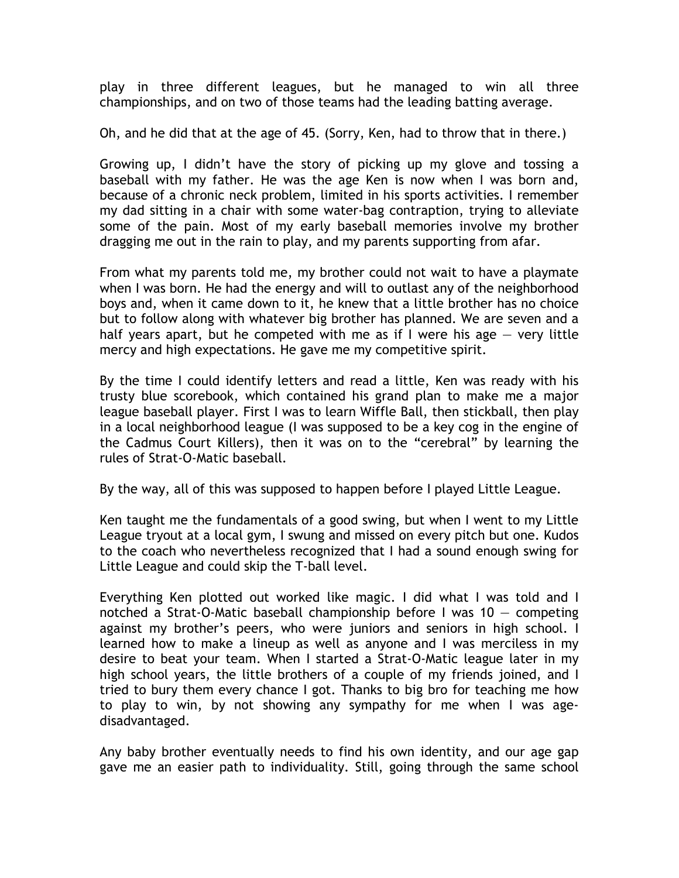play in three different leagues, but he managed to win all three championships, and on two of those teams had the leading batting average.

Oh, and he did that at the age of 45. (Sorry, Ken, had to throw that in there.)

Growing up, I didn't have the story of picking up my glove and tossing a baseball with my father. He was the age Ken is now when I was born and, because of a chronic neck problem, limited in his sports activities. I remember my dad sitting in a chair with some water-bag contraption, trying to alleviate some of the pain. Most of my early baseball memories involve my brother dragging me out in the rain to play, and my parents supporting from afar.

From what my parents told me, my brother could not wait to have a playmate when I was born. He had the energy and will to outlast any of the neighborhood boys and, when it came down to it, he knew that a little brother has no choice but to follow along with whatever big brother has planned. We are seven and a half years apart, but he competed with me as if I were his age — very little mercy and high expectations. He gave me my competitive spirit.

By the time I could identify letters and read a little, Ken was ready with his trusty blue scorebook, which contained his grand plan to make me a major league baseball player. First I was to learn Wiffle Ball, then stickball, then play in a local neighborhood league (I was supposed to be a key cog in the engine of the Cadmus Court Killers), then it was on to the "cerebral" by learning the rules of Strat-O-Matic baseball.

By the way, all of this was supposed to happen before I played Little League.

Ken taught me the fundamentals of a good swing, but when I went to my Little League tryout at a local gym, I swung and missed on every pitch but one. Kudos to the coach who nevertheless recognized that I had a sound enough swing for Little League and could skip the T-ball level.

Everything Ken plotted out worked like magic. I did what I was told and I notched a Strat-O-Matic baseball championship before I was 10 — competing against my brother's peers, who were juniors and seniors in high school. I learned how to make a lineup as well as anyone and I was merciless in my desire to beat your team. When I started a Strat-O-Matic league later in my high school years, the little brothers of a couple of my friends joined, and I tried to bury them every chance I got. Thanks to big bro for teaching me how to play to win, by not showing any sympathy for me when I was age-disadvantaged.

Any baby brother eventually needs to find his own identity, and our age gap gave me an easier path to individuality. Still, going through the same school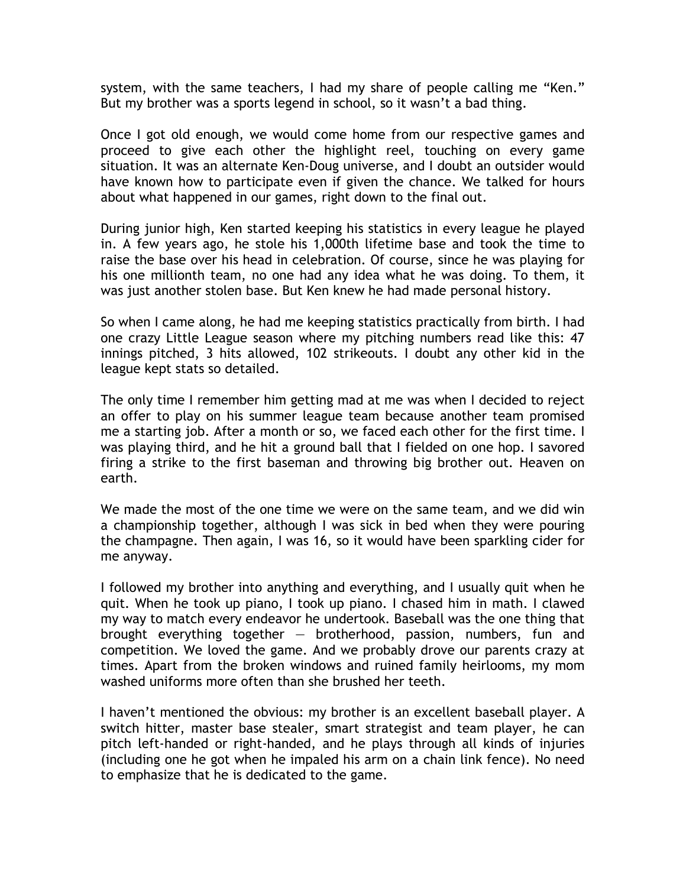system, with the same teachers, I had my share of people calling me “Ken.” But my brother was a sports legend in school, so it wasn’t a bad thing.

Once I got old enough, we would come home from our respective games and proceed to give each other the highlight reel, touching on every game situation. It was an alternate Ken-Doug universe, and I doubt an outsider would have known how to participate even if given the chance. We talked for hours about what happened in our games, right down to the final out.

During junior high, Ken started keeping his statistics in every league he played in. A few years ago, he stole his 1,000th lifetime base and took the time to raise the base over his head in celebration. Of course, since he was playing for his one millionth team, no one had any idea what he was doing. To them, it was just another stolen base. But Ken knew he had made personal history.

So when I came along, he had me keeping statistics practically from birth. I had one crazy Little League season where my pitching numbers read like this: 47 innings pitched, 3 hits allowed, 102 strikeouts. I doubt any other kid in the league kept stats so detailed.

The only time I remember him getting mad at me was when I decided to reject an offer to play on his summer league team because another team promised me a starting job. After a month or so, we faced each other for the first time. I was playing third, and he hit a ground ball that I fielded on one hop. I savored firing a strike to the first baseman and throwing big brother out. Heaven on earth.

We made the most of the one time we were on the same team, and we did win a championship together, although I was sick in bed when they were pouring the champagne. Then again, I was 16, so it would have been sparkling cider for me anyway.

I followed my brother into anything and everything, and I usually quit when he quit. When he took up piano, I took up piano. I chased him in math. I clawed my way to match every endeavor he undertook. Baseball was the one thing that brought everything together — brotherhood, passion, numbers, fun and competition. We loved the game. And we probably drove our parents crazy at times. Apart from the broken windows and ruined family heirlooms, my mom washed uniforms more often than she brushed her teeth.

I haven’t mentioned the obvious: my brother is an excellent baseball player. A switch hitter, master base stealer, smart strategist and team player, he can pitch left-handed or right-handed, and he plays through all kinds of injuries (including one he got when he impaled his arm on a chain link fence). No need to emphasize that he is dedicated to the game.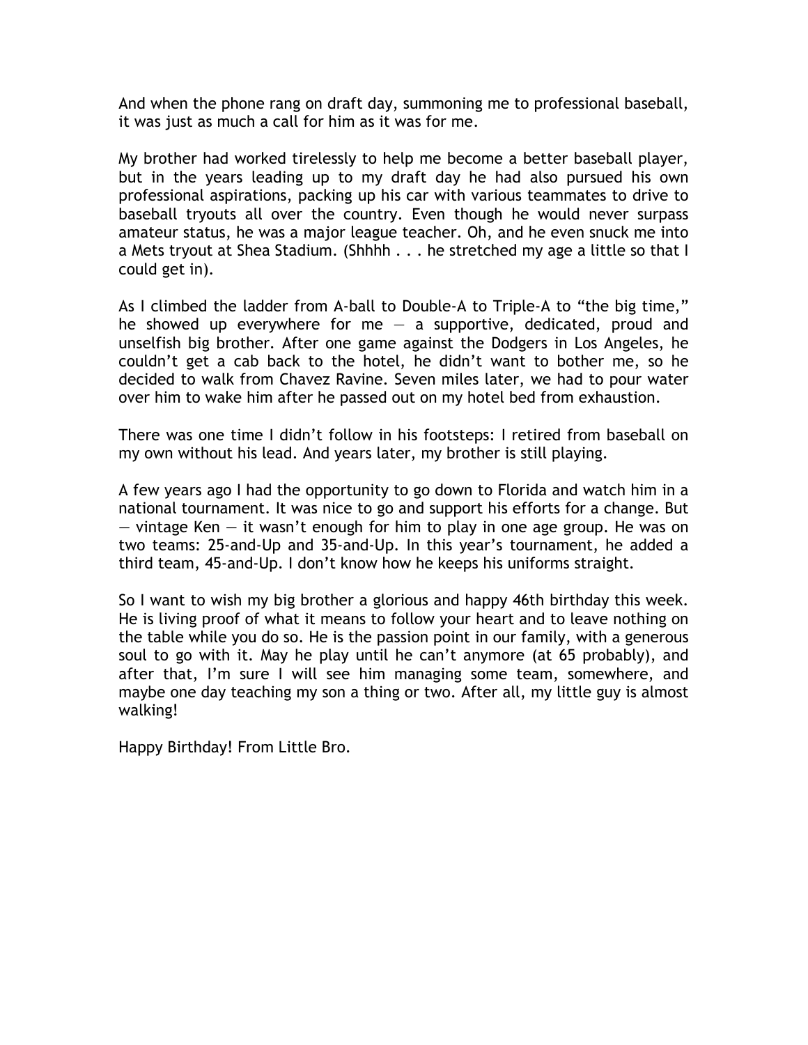And when the phone rang on draft day, summoning me to professional baseball, it was just as much a call for him as it was for me.

My brother had worked tirelessly to help me become a better baseball player, but in the years leading up to my draft day he had also pursued his own professional aspirations, packing up his car with various teammates to drive to baseball tryouts all over the country. Even though he would never surpass amateur status, he was a major league teacher. Oh, and he even snuck me into a Mets tryout at Shea Stadium. (Shhhh . . . he stretched my age a little so that I could get in).

As I climbed the ladder from A-ball to Double-A to Triple-A to “the big time,” he showed up everywhere for me — a supportive, dedicated, proud and unselfish big brother. After one game against the Dodgers in Los Angeles, he couldn’t get a cab back to the hotel, he didn’t want to bother me, so he decided to walk from Chavez Ravine. Seven miles later, we had to pour water over him to wake him after he passed out on my hotel bed from exhaustion.

There was one time I didn’t follow in his footsteps: I retired from baseball on my own without his lead. And years later, my brother is still playing.

A few years ago I had the opportunity to go down to Florida and watch him in a national tournament. It was nice to go and support his efforts for a change. But — vintage Ken — it wasn’t enough for him to play in one age group. He was on two teams: 25-and-Up and 35-and-Up. In this year’s tournament, he added a third team, 45-and-Up. I don’t know how he keeps his uniforms straight.

So I want to wish my big brother a glorious and happy 46th birthday this week. He is living proof of what it means to follow your heart and to leave nothing on the table while you do so. He is the passion point in our family, with a generous soul to go with it. May he play until he can’t anymore (at 65 probably), and after that, I’m sure I will see him managing some team, somewhere, and maybe one day teaching my son a thing or two. After all, my little guy is almost walking!

Happy Birthday! From Little Bro.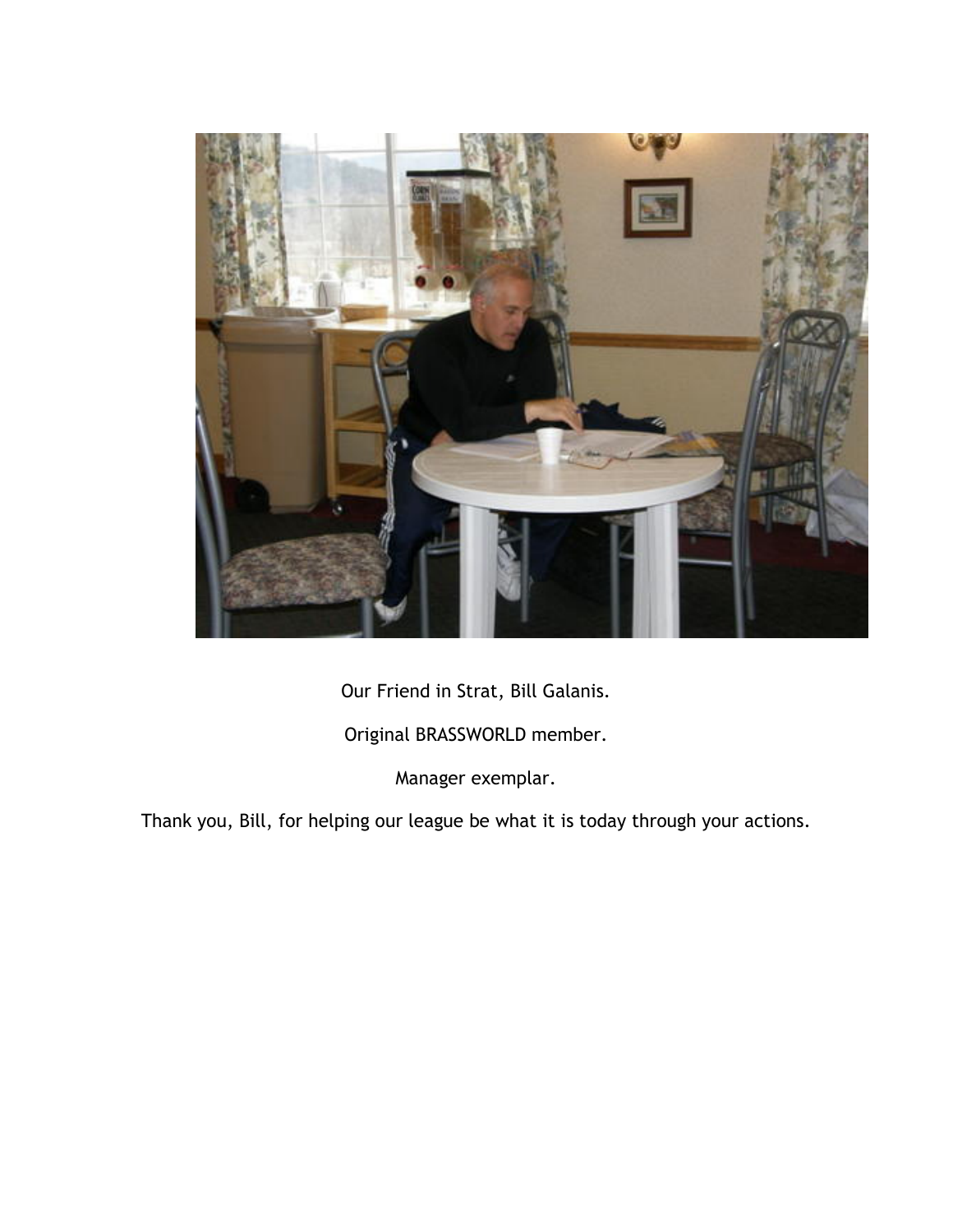Our Friend in Strat, Bill Galanis.

Original BRASSWORLD member.

Manager exemplar.

Thank you, Bill, for helping our league be what it is today through your actions.